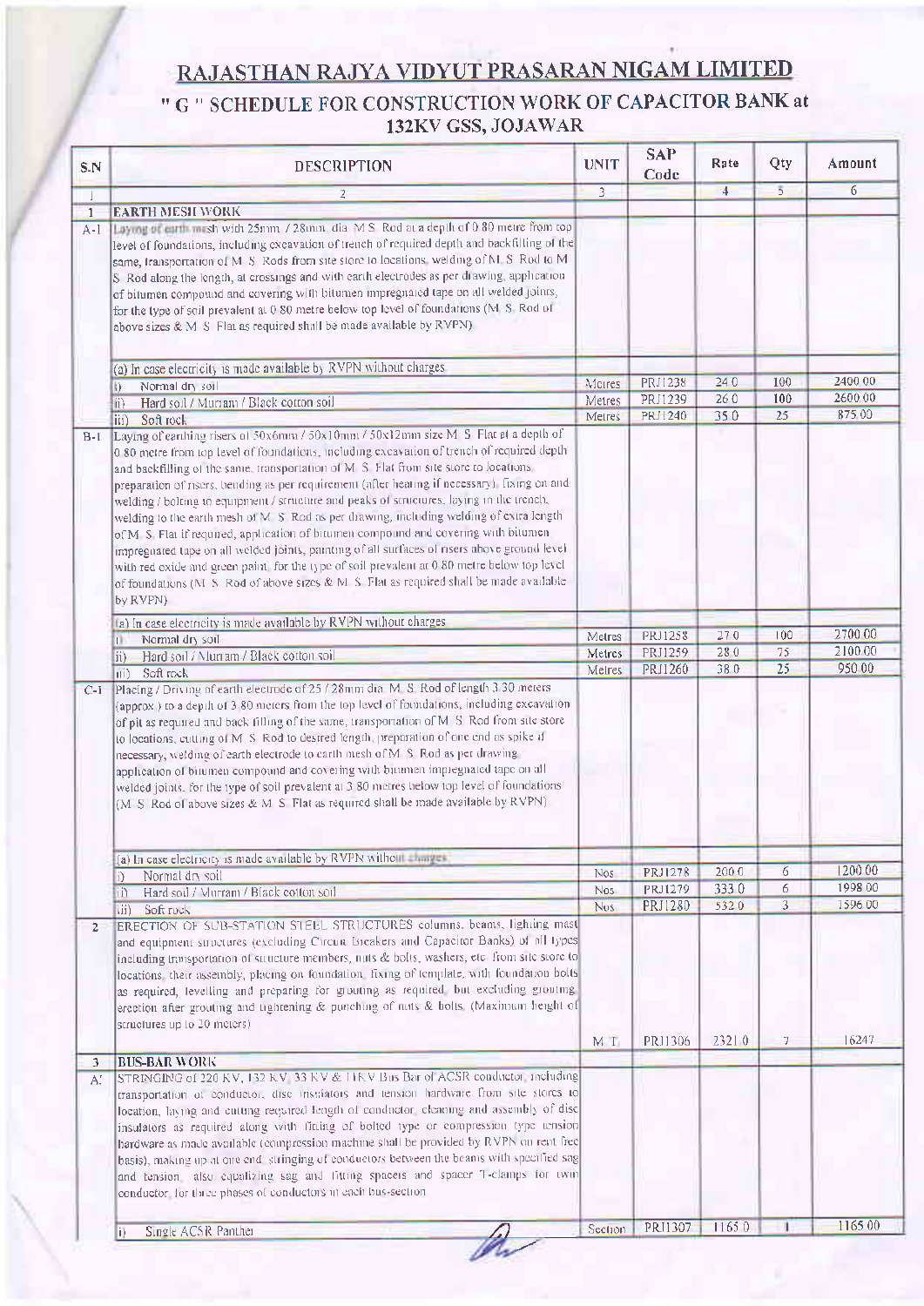# RAJASTHAN RAJYA VIDYUT PRASARAN NIGAM LIMITED

## " G " SCHEDULE FOR CONSTRUCTION WORK OF CAPACITOR BANK at 132KV GSS, JOJAWAR

| S.N | DESCRIPTION | UNIT | SAP Code | Rate | Qty | Amount |
|---|---|---|---|---|---|---|
| 1 | 2 | 3 | | 4 | 5 | 6 |
| 1 | **EARTH MESH WORK** | | | | | |
| A-1 | Laying of earth mesh with 25mm / 28mm dia M.S. Rod at a depth of 0.80 metre from top level of foundations, including excavation of trench of required depth and backfilling of the same, transportation of M. S. Rods from site store to locations, welding of M. S. Rod to M. S. Rod along the length, at crossings and with earth electrodes as per drawing, application of bitumen compound and covering with bitumen impregnated tape on all welded joints, for the type of soil prevalent at 0.80 metre below top level of foundations (M. S. Rod of above sizes & M. S. Flat as required shall be made available by RVPN) | | | | | |
| | (a) In case electricity is made available by RVPN without charges | | | | | |
| | i) Normal dry soil | Metres | PRJ1238 | 24.0 | 100 | 2400.00 |
| | ii) Hard soil / Murram / Black cotton soil | Metres | PRJ1239 | 26.0 | 100 | 2600.00 |
| | iii) Soft rock | Metres | PRJ1240 | 35.0 | 25 | 875.00 |
| B-1 | Laying of earthing risers of 50x6mm / 50x10mm / 50x12mm size M. S. Flat at a depth of 0.80 metre from top level of foundations, including excavation of trench of required depth and backfilling of the same, transportation of M. S. Flat from site store to locations, preparation of risers, bending as per requirement (after heating if necessary), fixing on and welding / bolting to equipment / structure and peaks of structures, laying in the trench, welding to the earth mesh of M. S. Rod as per drawing, including welding of extra length of M. S. Flat if required, application of bitumen compound and covering with bitumen impregnated tape on all welded joints, painting of all surfaces of risers above ground level with red oxide and green paint, for the type of soil prevalent at 0.80 metre below top level of foundations (M. S. Rod of above sizes & M. S. Flat as required shall be made available by RVPN) | | | | | |
| | (a) In case electricity is made available by RVPN without charges | | | | | |
| | i) Normal dry soil | Metres | PRJ1258 | 27.0 | 100 | 2700.00 |
| | ii) Hard soil / Murram / Black cotton soil | Metres | PRJ1259 | 28.0 | 75 | 2100.00 |
| | iii) Soft rock | Metres | PRJ1260 | 38.0 | 25 | 950.00 |
| C-1 | Placing / Driving of earth electrode of 25 / 28mm dia M. S. Rod of length 3.30 meters (approx.) to a depth of 3.80 meters from the top level of foundations, including excavation of pit as required and back filling of the same, transportation of M. S. Rod from site store to locations, cutting of M. S. Rod to desired length, preparation of one end as spike if necessary, welding of earth electrode to earth mesh of M. S. Rod as per drawing, application of bitumen compound and covering with bitumen impregnated tape on all welded joints, for the type of soil prevalent at 3.80 metres below top level of foundations (M. S. Rod of above sizes & M. S. Flat as required shall be made available by RVPN) | | | | | |
| | (a) In case electricity is made available by RVPN without charges | | | | | |
| | i) Normal dry soil | Nos. | PRJ1278 | 200.0 | 6 | 1200.00 |
| | ii) Hard soil / Murram / Black cotton soil | Nos. | PRJ1279 | 333.0 | 6 | 1998.00 |
| | iii) Soft rock | Nos. | PRJ1280 | 532.0 | 3 | 1596.00 |
| 2 | ERECTION OF SUB-STATION STEEL STRUCTURES columns, beams, lighting mast and equipment structures (excluding Circuit Breakers and Capacitor Banks) of all types including transportation of structure members, nuts & bolts, washers, etc. from site store to locations, their assembly, placing on foundation, fixing of template, with foundation bolts as required, levelling and preparing for grouting as required, but excluding grouting, erection after grouting and tightening & punching of nuts & bolts. (Maximum height of structures up to 20 meters) | M.T. | PRJ1306 | 2321.0 | 7 | 16247 |
| 3 | **BUS-BAR WORK** | | | | | |
| A' | STRINGING of 220 KV, 132 KV, 33 KV & 11KV Bus Bar of ACSR conductor, including transportation of conductor, disc insulators and tension hardware from site stores to location, laying and cutting required length of conductor, cleaning and assembly of disc insulators as required along with fitting of bolted type or compression type tension hardware as made available (compression machine shall be provided by RVPN on rent free basis), making up at one end, stringing of conductors between the beams with specified sag and tension, also equalizing sag and fitting spacers and spacer T-clamps for twin conductor, for three phases of conductors in each bus-section | | | | | |
| | i) Single ACSR Panther | Section | PRJ1307 | 1165.0 | 1 | 1165.00 |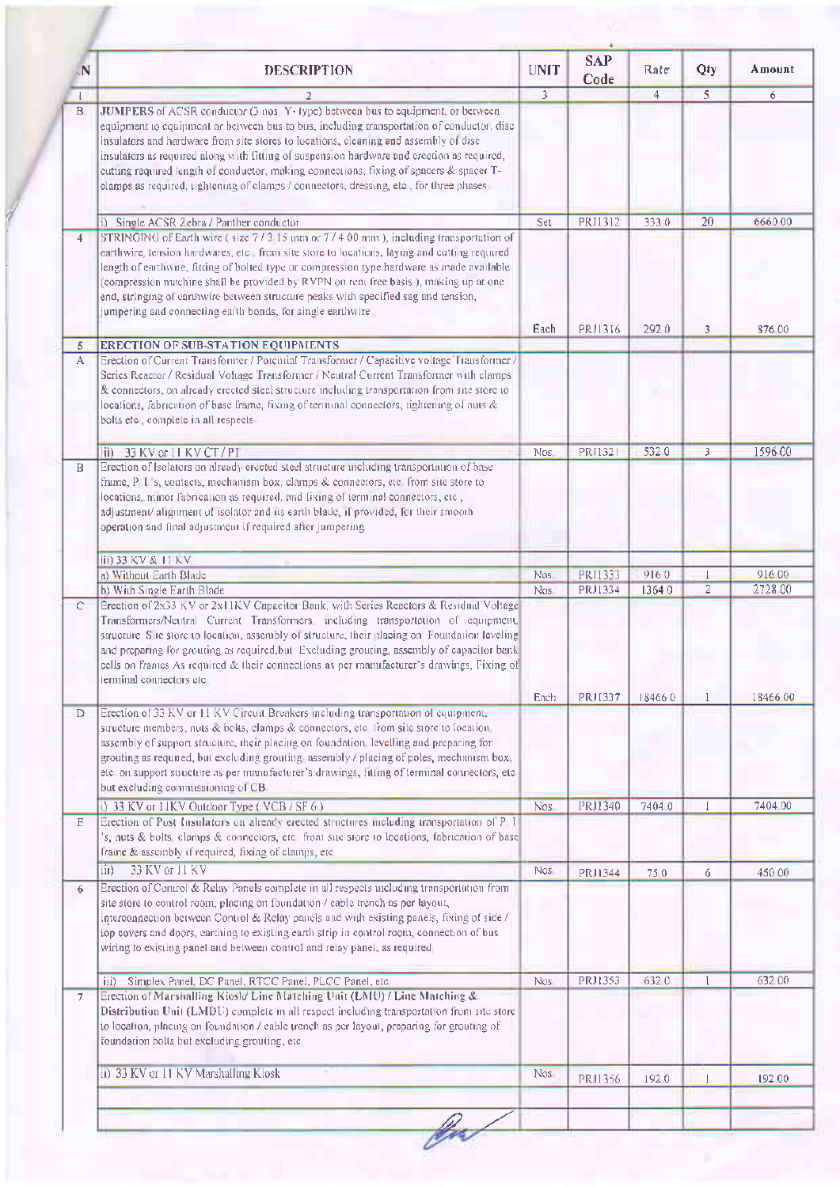| N | DESCRIPTION | UNIT | SAP Code | Rate | Qty | Amount |
|---|---|---|---|---|---|---|
| 1 | 2 | 3 | | 4 | 5 | 6 |
| B | JUMPERS of ACSR conductor (3 nos Y- type) between bus to equipment, or between equipment to equipment or between bus to bus, including transportation of conductor, disc insulators and hardware from site stores to locations, cleaning and assembly of disc insulators as required along with fitting of suspension hardware and erection as required, cutting required length of conductor, making connections, fixing of spacers & spacer T-clamps as required, tightening of clamps / connectors, dressing, etc., for three phases | | | | | |
| | i) Single ACSR Zebra / Panther conductor | Set | PRJ1312 | 333.0 | 20 | 6660.00 |
| 4 | STRINGING of Earth wire ( size 7 / 3.15 mm or 7 / 4.00 mm ), including transportation of earthwire, tension hardwares, etc., from site store to locations, laying and cutting required length of earthwire, fitting of bolted type or compression type hardware as made available (compression machine shall be provided by RVPN on rent free basis ), making up at one end, stringing of earthwire between structure peaks with specified sag and tension, jumpering and connecting earth bonds, for single earthwire. | Each | PRJ1316 | 292.0 | 3 | 876.00 |
| 5 | ERECTION OF SUB-STATION EQUIPMENTS | | | | | |
| A | Erection of Current Transformer / Potential Transformer / Capacitive voltage Transformer / Series Reactor / Residual Voltage Transformer / Neutral Current Transformer with clamps & connectors, on already erected steel structure including transportation from site store to locations, fabrication of base frame, fixing of terminal connectors, tightening of nuts & bolts etc., complete in all respects. | | | | | |
| | (ii) 33 KV or 11 KV CT / PT | Nos. | PRJ1321 | 532.0 | 3 | 1596.00 |
| B | Erection of Isolators on already erected steel structure including transportation of base frame, P. I.'s, contacts, mechanism box, clamps & connectors, etc. from site store to locations, minor fabrication as required, and fixing of terminal connectors, etc., adjustment/ alignment of isolator and its earth blade, if provided, for their smooth operation and final adjustment if required after jumpering | | | | | |
| | (ii) 33 KV & 11 KV | | | | | |
| | a) Without Earth Blade | Nos. | PRJ1333 | 916.0 | 1 | 916.00 |
| | b) With Single Earth Blade | Nos. | PRJ1334 | 1364.0 | 2 | 2728.00 |
| C | Erection of 2x33 KV or 2x11KV Capacitor Bank, with Series Reactors & Residual Voltage Transformers/Neutral Current Transformers, including transportation of equipment, structure Site store to location, assembly of structure, their placing on Foundation leveling and preparing for grouting as required,but Excluding grouting, assembly of capacitor bank cells on frames As required & their connections as per manufacturer's drawings, Fixing of terminal connectors etc. | Each | PRJ1337 | 18466.0 | 1 | 18466.00 |
| D | Erection of 33 KV or 11 KV Circuit Breakers including transportation of equipment, structure members, nuts & bolts, clamps & connectors, etc. from site store to location, assembly of support structure, their placing on foundation, levelling and preparing for grouting as required, but excluding grouting, assembly / placing of poles, mechanism box, etc. on support structure as per manufacturer's drawings, fitting of terminal connectors, etc but excluding commissioning of CB. | | | | | |
| | i) 33 KV or 11KV Outdoor Type ( VCB / SF 6 ) | Nos. | PRJ1340 | 7404.0 | 1 | 7404.00 |
| E | Erection of Post Insulators on already erected structures including transportation of P. I.'s, nuts & bolts, clamps & connectors, etc. from site store to locations, fabrication of base frame & assembly if required, fixing of clamps, etc. | | | | | |
| | (ii) 33 KV or 11 KV | Nos. | PRJ1344 | 75.0 | 6 | 450.00 |
| 6 | Erection of Control & Relay Panels complete in all respects including transportation from site store to control room, placing on foundation / cable trench as per layout, interconnection between Control & Relay panels and with existing panels, fixing of side / top covers and doors, earthing to existing earth strip in control room, connection of bus wiring to existing panel and between control and relay panel, as required. | | | | | |
| | iii) Simplex Panel, DC Panel, RTCC Panel, PLCC Panel, etc. | Nos. | PRJ1353 | 632.0 | 1 | 632.00 |
| 7 | Erection of Marshalling Kiosk/ Line Matching Unit (LMU) / Line Matching & Distribution Unit (LMDU) complete in all respect including transportation from site store to location, placing on foundation / cable trench as per layout, preparing for grouting of foundation bolts but excluding grouting, etc. | | | | | |
| | ii) 33 KV or 11 KV Marshalling Kiosk | Nos. | PRJ1356 | 192.0 | 1 | 192.00 |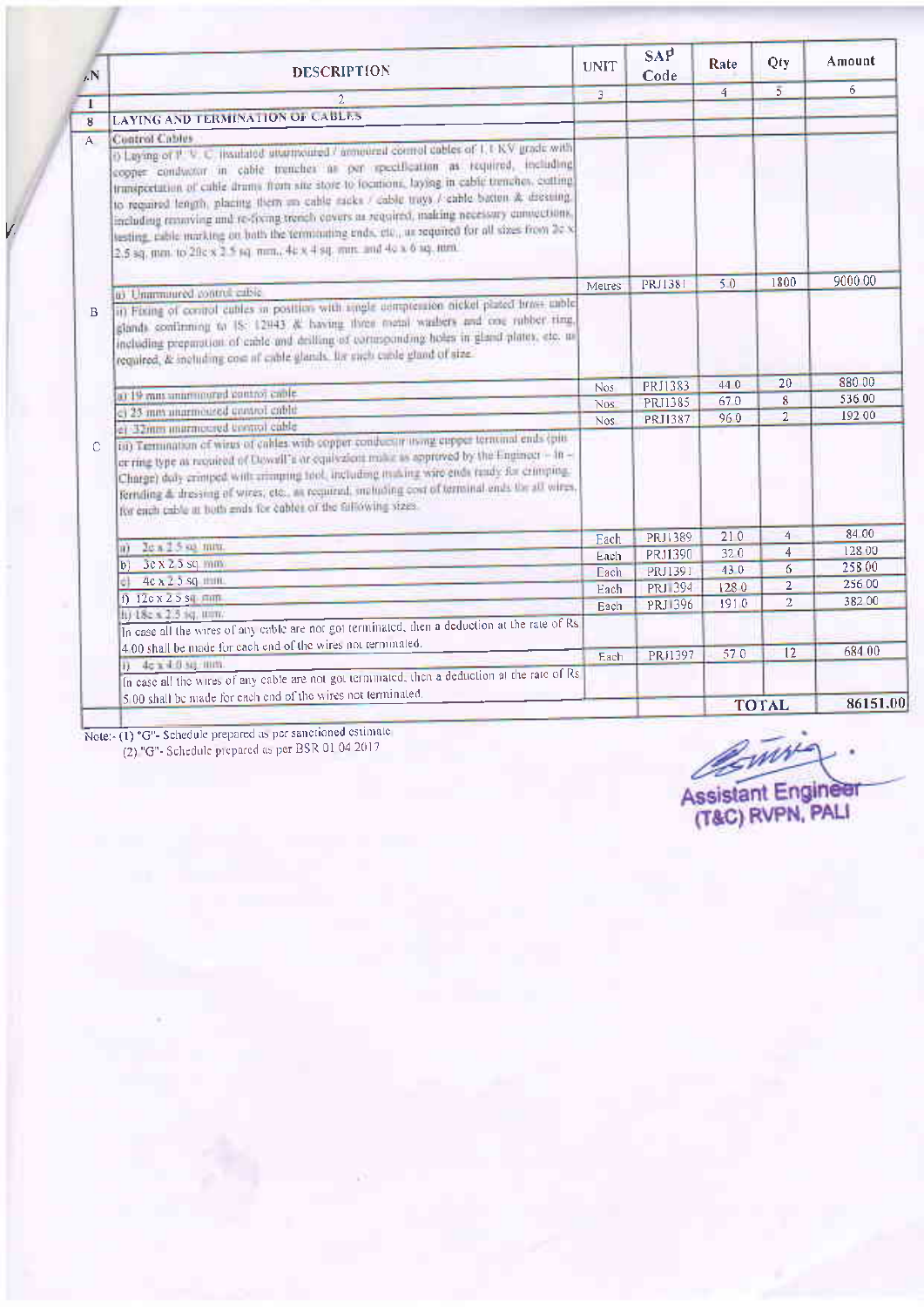| S.N | DESCRIPTION | UNIT | SAP Code | Rate | Qty | Amount |
|---|---|---|---|---|---|---|
| 1 | 2 | 3 | | 4 | 5 | 6 |
| 8 | LAYING AND TERMINATION OF CABLES | | | | | |
| A | Control Cables | | | | | |
| | i) Laying of P. V. C. insulated unarmoured / armoured control cables of 1.1 KV grade with copper conductor in cable trenches as per specification as required, including transportation of cable drums from site store to locations, laying in cable trenches, cutting to required length, placing them on cable racks / cable trays / cable batten & dressing, including removing and re-fixing trench covers as required, making necessary connections, testing, cable marking on both the terminating ends, etc., as required for all sizes from 2c x 2.5 sq. mm. to 20c x 2.5 sq. mm., 4c x 4 sq. mm. and 4c x 6 sq. mm. | | | | | |
| | a) Unarmoured control cable | Metres | PRJ1381 | 5.0 | 1800 | 9000.00 |
| B | ii) Fixing of control cables in position with single compression nickel plated brass cable glands confirming to IS: 12943 & having three metal washers and one rubber ring, including preparation of cable and drilling of corresponding holes in gland plates, etc. as required, & including cost of cable glands, for each cable gland of size | | | | | |
| | a) 19 mm unarmoured control cable | Nos. | PRJ1383 | 44.0 | 20 | 880.00 |
| | c) 25 mm unarmoured control cable | Nos. | PRJ1385 | 67.0 | 8 | 536.00 |
| | e) 32mm unarmoured control cable | Nos. | PRJ1387 | 96.0 | 2 | 192.00 |
| C | iii) Termination of wires of cables with copper conductor using copper terminal ends (pin or ring type as required of Dowell's or equivalent make as approved by the Engineer – In – Charge) duly crimped with crimping tool, including making wire ends ready for crimping, ferruling & dressing of wires, etc., as required, including cost of terminal ends for all wires, for each cable at both ends for cables of the following sizes. | | | | | |
| | a) 2c x 2.5 sq. mm. | Each | PRJ1389 | 21.0 | 4 | 84.00 |
| | b) 3c x 2.5 sq. mm. | Each | PRJ1390 | 32.0 | 4 | 128.00 |
| | c) 4c x 2.5 sq. mm. | Each | PRJ1391 | 43.0 | 6 | 258.00 |
| | f) 12c x 2.5 sq. mm. | Each | PRJ1394 | 128.0 | 2 | 256.00 |
| | h) 18c x 2.5 sq. mm. | Each | PRJ1396 | 191.0 | 2 | 382.00 |
| | In case all the wires of any cable are not got terminated, then a deduction at the rate of Rs 4.00 shall be made for each end of the wires not terminated. | | | | | |
| | i) 4c x 4.0 sq. mm. | Each | PRJ1397 | 57.0 | 12 | 684.00 |
| | In case all the wires of any cable are not got terminated, then a deduction at the rate of Rs 5.00 shall be made for each end of the wires not terminated. | | | | | |
| | | | | | TOTAL | 86151.00 |

Note:- (1) "G"- Schedule prepared as per sanctioned estimate.
(2) "G"- Schedule prepared as per BSR 01.04.2017

Assistant Engineer
(T&C) RVPN, PALI